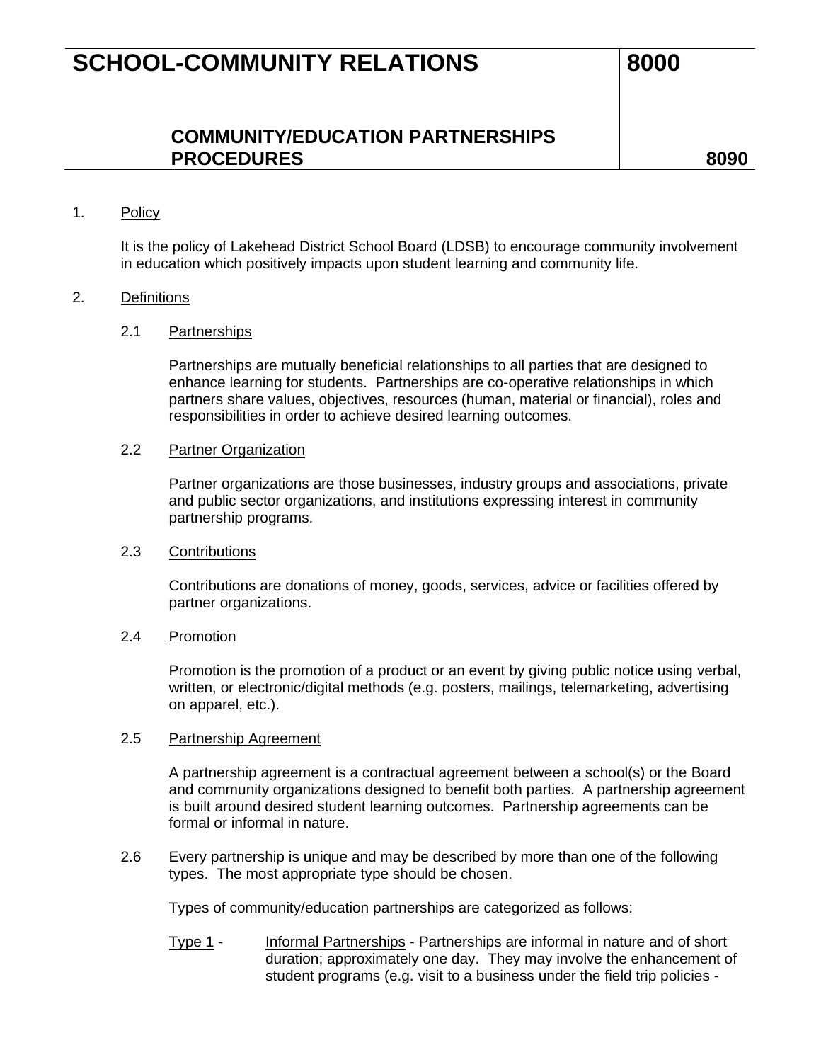# SCHOOL-COMMUNITY RELATIONS — 8000

## COMMUNITY/EDUCATION PARTNERSHIPS PROCEDURES — 8090

1. Policy

   It is the policy of Lakehead District School Board (LDSB) to encourage community involvement in education which positively impacts upon student learning and community life.

2. Definitions

   2.1 Partnerships

   Partnerships are mutually beneficial relationships to all parties that are designed to enhance learning for students. Partnerships are co-operative relationships in which partners share values, objectives, resources (human, material or financial), roles and responsibilities in order to achieve desired learning outcomes.

   2.2 Partner Organization

   Partner organizations are those businesses, industry groups and associations, private and public sector organizations, and institutions expressing interest in community partnership programs.

   2.3 Contributions

   Contributions are donations of money, goods, services, advice or facilities offered by partner organizations.

   2.4 Promotion

   Promotion is the promotion of a product or an event by giving public notice using verbal, written, or electronic/digital methods (e.g. posters, mailings, telemarketing, advertising on apparel, etc.).

   2.5 Partnership Agreement

   A partnership agreement is a contractual agreement between a school(s) or the Board and community organizations designed to benefit both parties. A partnership agreement is built around desired student learning outcomes. Partnership agreements can be formal or informal in nature.

   2.6 Every partnership is unique and may be described by more than one of the following types. The most appropriate type should be chosen.

   Types of community/education partnerships are categorized as follows:

   Type 1 - Informal Partnerships - Partnerships are informal in nature and of short duration; approximately one day. They may involve the enhancement of student programs (e.g. visit to a business under the field trip policies -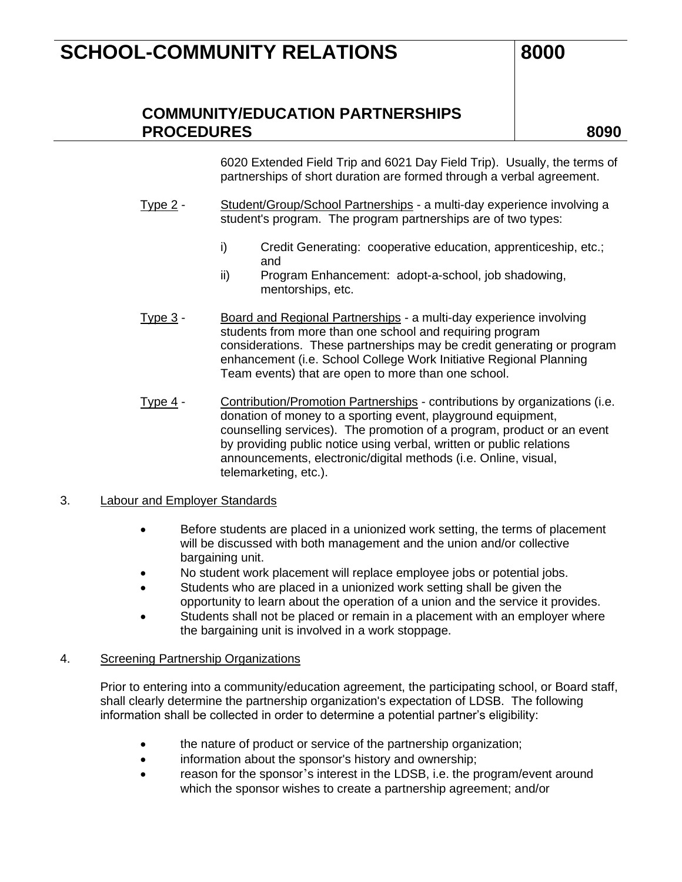6020 Extended Field Trip and 6021 Day Field Trip). Usually, the terms of partnerships of short duration are formed through a verbal agreement.

Type 2 - Student/Group/School Partnerships - a multi-day experience involving a student's program. The program partnerships are of two types:

i) Credit Generating: cooperative education, apprenticeship, etc.; and
ii) Program Enhancement: adopt-a-school, job shadowing, mentorships, etc.

Type 3 - Board and Regional Partnerships - a multi-day experience involving students from more than one school and requiring program considerations. These partnerships may be credit generating or program enhancement (i.e. School College Work Initiative Regional Planning Team events) that are open to more than one school.

Type 4 - Contribution/Promotion Partnerships - contributions by organizations (i.e. donation of money to a sporting event, playground equipment, counselling services). The promotion of a program, product or an event by providing public notice using verbal, written or public relations announcements, electronic/digital methods (i.e. Online, visual, telemarketing, etc.).

3. Labour and Employer Standards

- Before students are placed in a unionized work setting, the terms of placement will be discussed with both management and the union and/or collective bargaining unit.
- No student work placement will replace employee jobs or potential jobs.
- Students who are placed in a unionized work setting shall be given the opportunity to learn about the operation of a union and the service it provides.
- Students shall not be placed or remain in a placement with an employer where the bargaining unit is involved in a work stoppage.

4. Screening Partnership Organizations

Prior to entering into a community/education agreement, the participating school, or Board staff, shall clearly determine the partnership organization's expectation of LDSB. The following information shall be collected in order to determine a potential partner's eligibility:

- the nature of product or service of the partnership organization;
- information about the sponsor's history and ownership;
- reason for the sponsor's interest in the LDSB, i.e. the program/event around which the sponsor wishes to create a partnership agreement; and/or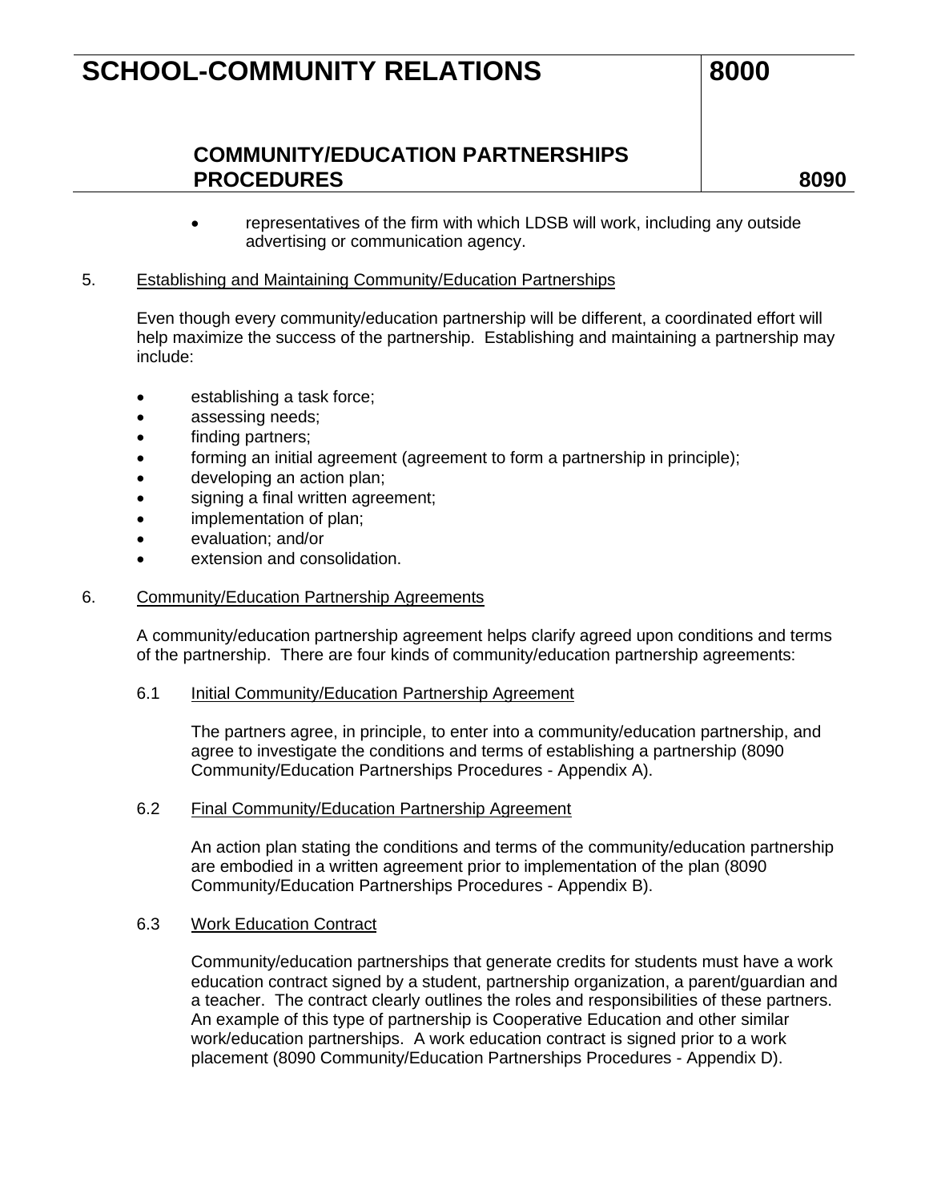- representatives of the firm with which LDSB will work, including any outside advertising or communication agency.

5. Establishing and Maintaining Community/Education Partnerships

Even though every community/education partnership will be different, a coordinated effort will help maximize the success of the partnership. Establishing and maintaining a partnership may include:

- establishing a task force;
- assessing needs;
- finding partners;
- forming an initial agreement (agreement to form a partnership in principle);
- developing an action plan;
- signing a final written agreement;
- implementation of plan;
- evaluation; and/or
- extension and consolidation.

6. Community/Education Partnership Agreements

A community/education partnership agreement helps clarify agreed upon conditions and terms of the partnership. There are four kinds of community/education partnership agreements:

6.1 Initial Community/Education Partnership Agreement

The partners agree, in principle, to enter into a community/education partnership, and agree to investigate the conditions and terms of establishing a partnership (8090 Community/Education Partnerships Procedures - Appendix A).

6.2 Final Community/Education Partnership Agreement

An action plan stating the conditions and terms of the community/education partnership are embodied in a written agreement prior to implementation of the plan (8090 Community/Education Partnerships Procedures - Appendix B).

6.3 Work Education Contract

Community/education partnerships that generate credits for students must have a work education contract signed by a student, partnership organization, a parent/guardian and a teacher. The contract clearly outlines the roles and responsibilities of these partners. An example of this type of partnership is Cooperative Education and other similar work/education partnerships. A work education contract is signed prior to a work placement (8090 Community/Education Partnerships Procedures - Appendix D).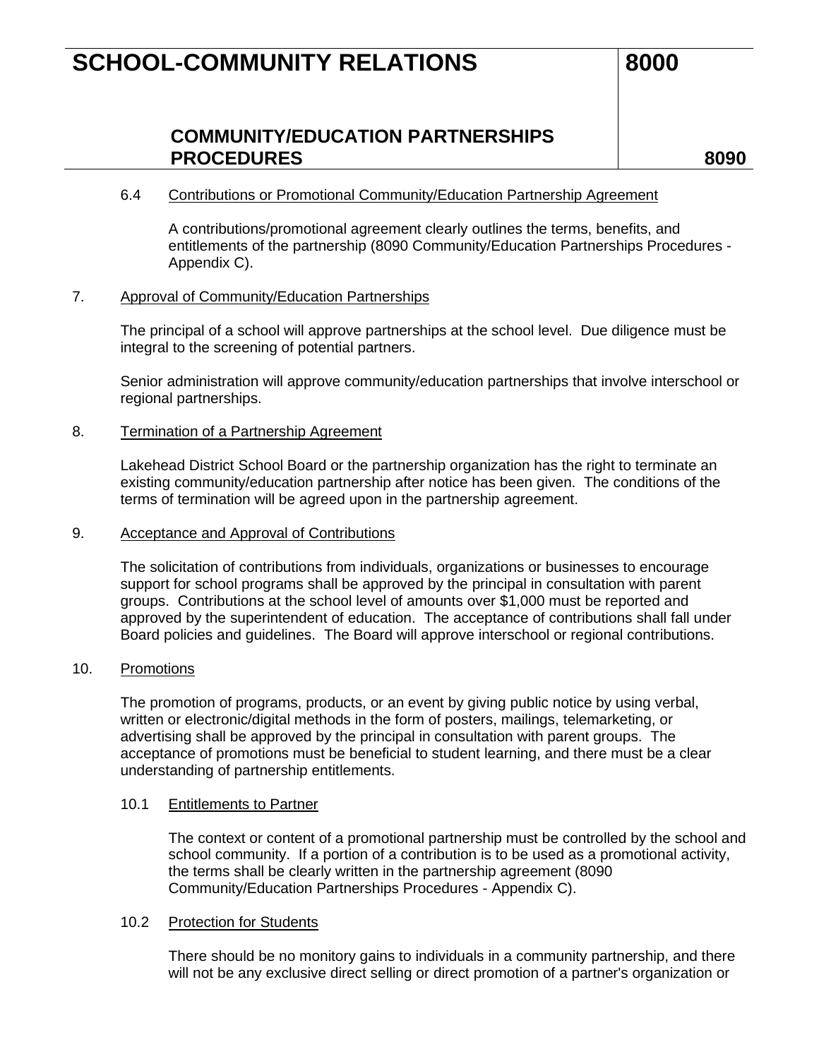6.4 Contributions or Promotional Community/Education Partnership Agreement

A contributions/promotional agreement clearly outlines the terms, benefits, and entitlements of the partnership (8090 Community/Education Partnerships Procedures - Appendix C).

7. Approval of Community/Education Partnerships

The principal of a school will approve partnerships at the school level. Due diligence must be integral to the screening of potential partners.

Senior administration will approve community/education partnerships that involve interschool or regional partnerships.

8. Termination of a Partnership Agreement

Lakehead District School Board or the partnership organization has the right to terminate an existing community/education partnership after notice has been given. The conditions of the terms of termination will be agreed upon in the partnership agreement.

9. Acceptance and Approval of Contributions

The solicitation of contributions from individuals, organizations or businesses to encourage support for school programs shall be approved by the principal in consultation with parent groups. Contributions at the school level of amounts over $1,000 must be reported and approved by the superintendent of education. The acceptance of contributions shall fall under Board policies and guidelines. The Board will approve interschool or regional contributions.

10. Promotions

The promotion of programs, products, or an event by giving public notice by using verbal, written or electronic/digital methods in the form of posters, mailings, telemarketing, or advertising shall be approved by the principal in consultation with parent groups. The acceptance of promotions must be beneficial to student learning, and there must be a clear understanding of partnership entitlements.

10.1 Entitlements to Partner

The context or content of a promotional partnership must be controlled by the school and school community. If a portion of a contribution is to be used as a promotional activity, the terms shall be clearly written in the partnership agreement (8090 Community/Education Partnerships Procedures - Appendix C).

10.2 Protection for Students

There should be no monitory gains to individuals in a community partnership, and there will not be any exclusive direct selling or direct promotion of a partner's organization or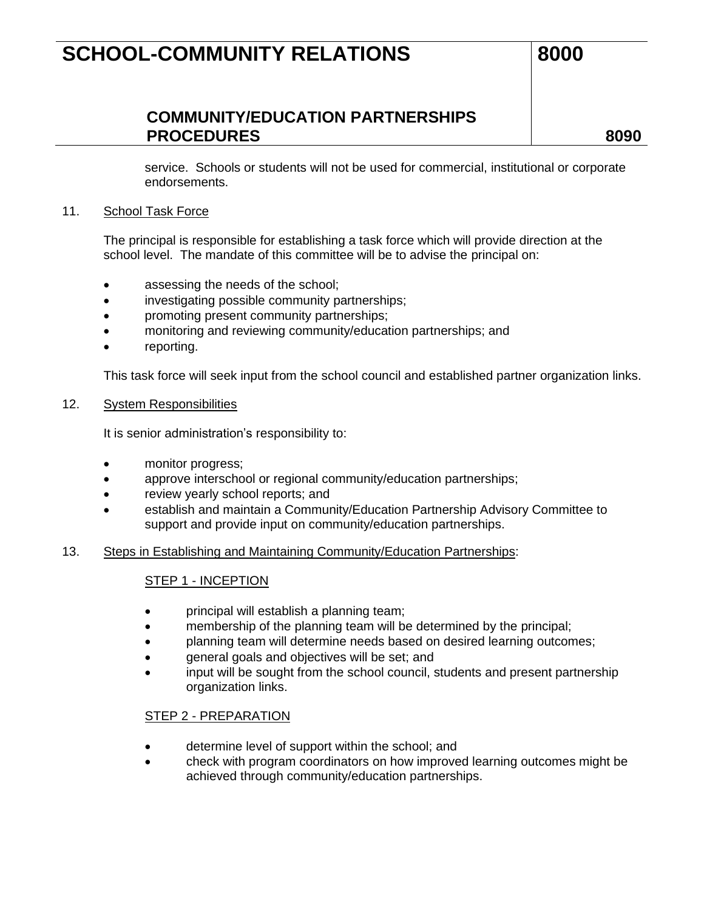service. Schools or students will not be used for commercial, institutional or corporate endorsements.

11. <u>School Task Force</u>

The principal is responsible for establishing a task force which will provide direction at the school level. The mandate of this committee will be to advise the principal on:

- assessing the needs of the school;
- investigating possible community partnerships;
- promoting present community partnerships;
- monitoring and reviewing community/education partnerships; and
- reporting.

This task force will seek input from the school council and established partner organization links.

12. <u>System Responsibilities</u>

It is senior administration's responsibility to:

- monitor progress;
- approve interschool or regional community/education partnerships;
- review yearly school reports; and
- establish and maintain a Community/Education Partnership Advisory Committee to support and provide input on community/education partnerships.

13. <u>Steps in Establishing and Maintaining Community/Education Partnerships</u>:

<u>STEP 1 - INCEPTION</u>

- principal will establish a planning team;
- membership of the planning team will be determined by the principal;
- planning team will determine needs based on desired learning outcomes;
- general goals and objectives will be set; and
- input will be sought from the school council, students and present partnership organization links.

<u>STEP 2 - PREPARATION</u>

- determine level of support within the school; and
- check with program coordinators on how improved learning outcomes might be achieved through community/education partnerships.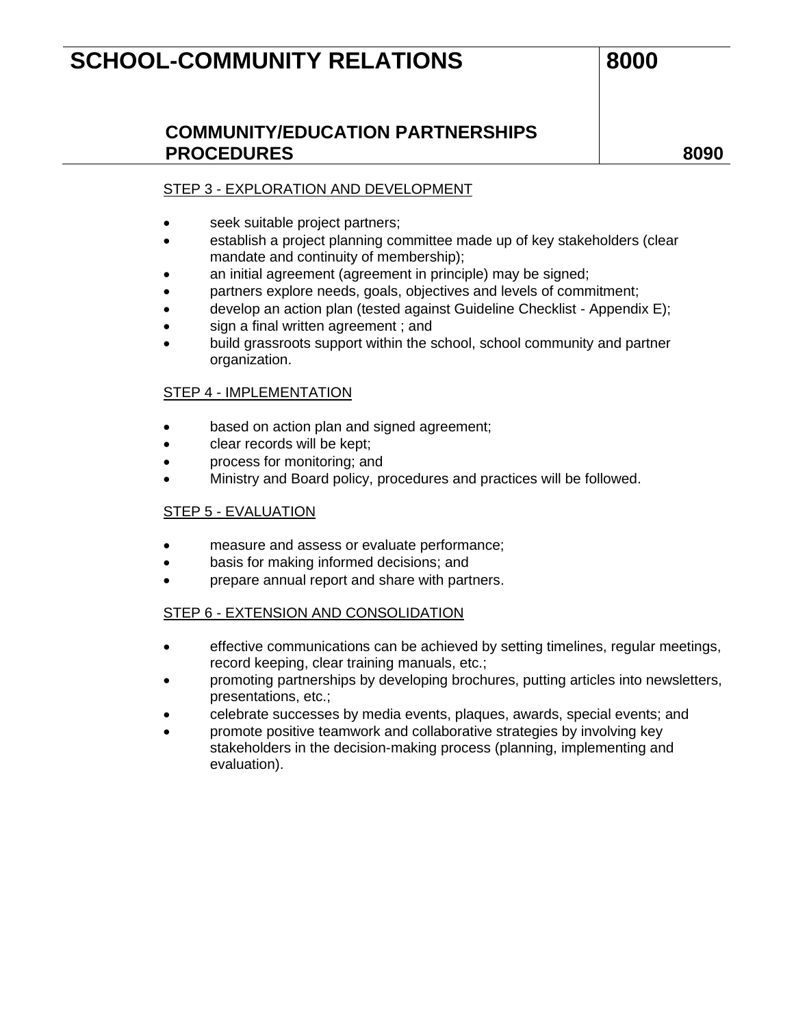STEP 3 - EXPLORATION AND DEVELOPMENT

- seek suitable project partners;
- establish a project planning committee made up of key stakeholders (clear mandate and continuity of membership);
- an initial agreement (agreement in principle) may be signed;
- partners explore needs, goals, objectives and levels of commitment;
- develop an action plan (tested against Guideline Checklist - Appendix E);
- sign a final written agreement ; and
- build grassroots support within the school, school community and partner organization.

STEP 4 - IMPLEMENTATION

- based on action plan and signed agreement;
- clear records will be kept;
- process for monitoring; and
- Ministry and Board policy, procedures and practices will be followed.

STEP 5 - EVALUATION

- measure and assess or evaluate performance;
- basis for making informed decisions; and
- prepare annual report and share with partners.

STEP 6 - EXTENSION AND CONSOLIDATION

- effective communications can be achieved by setting timelines, regular meetings, record keeping, clear training manuals, etc.;
- promoting partnerships by developing brochures, putting articles into newsletters, presentations, etc.;
- celebrate successes by media events, plaques, awards, special events; and
- promote positive teamwork and collaborative strategies by involving key stakeholders in the decision-making process (planning, implementing and evaluation).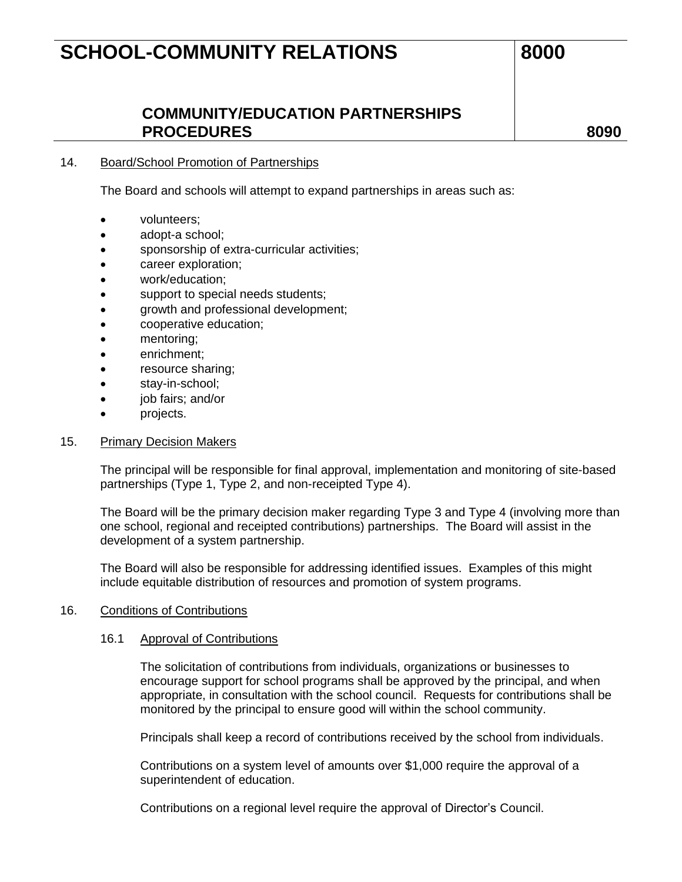14. Board/School Promotion of Partnerships

The Board and schools will attempt to expand partnerships in areas such as:

- volunteers;
- adopt-a school;
- sponsorship of extra-curricular activities;
- career exploration;
- work/education;
- support to special needs students;
- growth and professional development;
- cooperative education;
- mentoring;
- enrichment;
- resource sharing;
- stay-in-school;
- job fairs; and/or
- projects.

15. Primary Decision Makers

The principal will be responsible for final approval, implementation and monitoring of site-based partnerships (Type 1, Type 2, and non-receipted Type 4).

The Board will be the primary decision maker regarding Type 3 and Type 4 (involving more than one school, regional and receipted contributions) partnerships. The Board will assist in the development of a system partnership.

The Board will also be responsible for addressing identified issues. Examples of this might include equitable distribution of resources and promotion of system programs.

16. Conditions of Contributions

16.1 Approval of Contributions

The solicitation of contributions from individuals, organizations or businesses to encourage support for school programs shall be approved by the principal, and when appropriate, in consultation with the school council. Requests for contributions shall be monitored by the principal to ensure good will within the school community.

Principals shall keep a record of contributions received by the school from individuals.

Contributions on a system level of amounts over $1,000 require the approval of a superintendent of education.

Contributions on a regional level require the approval of Director's Council.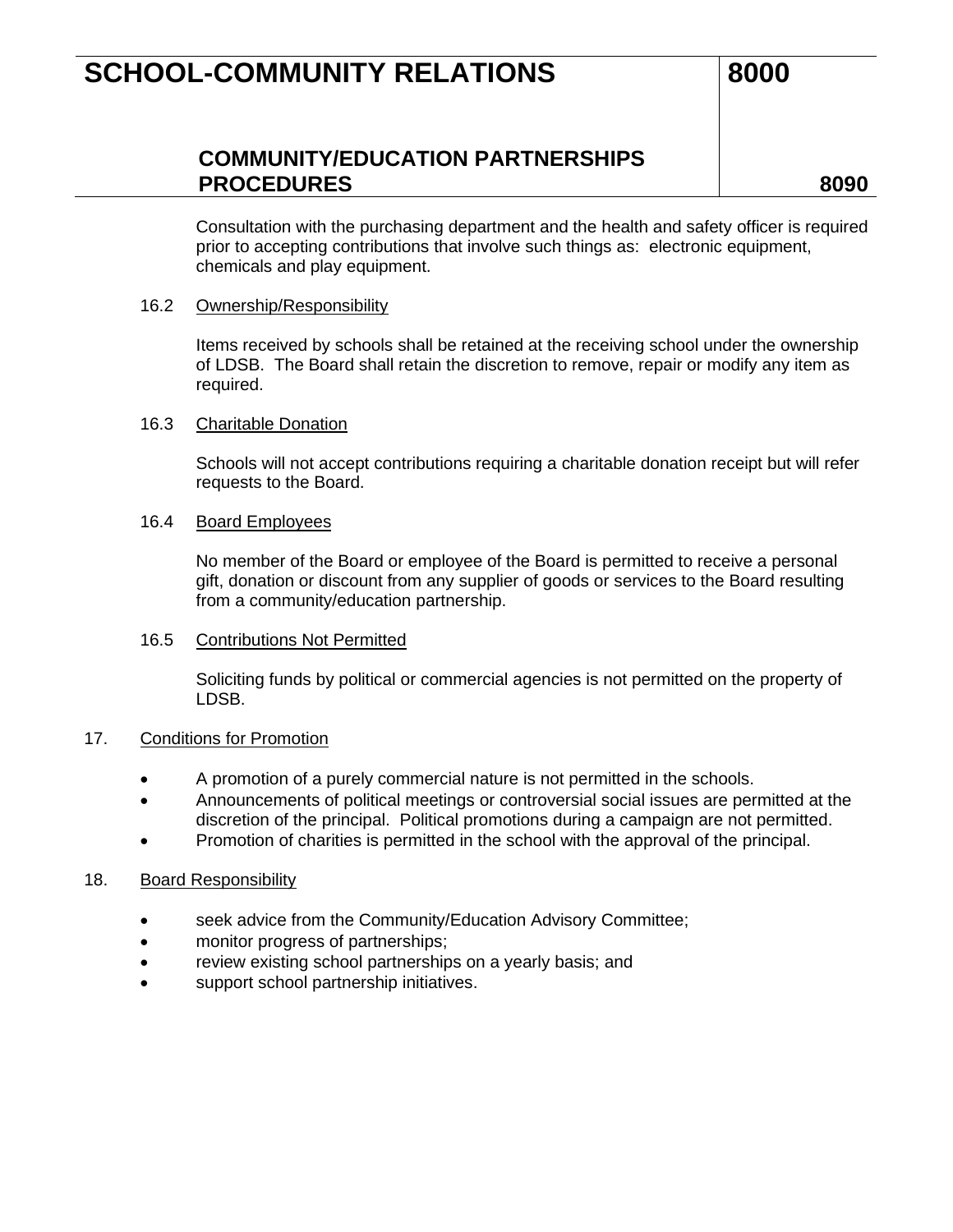Consultation with the purchasing department and the health and safety officer is required prior to accepting contributions that involve such things as: electronic equipment, chemicals and play equipment.

16.2 Ownership/Responsibility

Items received by schools shall be retained at the receiving school under the ownership of LDSB. The Board shall retain the discretion to remove, repair or modify any item as required.

16.3 Charitable Donation

Schools will not accept contributions requiring a charitable donation receipt but will refer requests to the Board.

16.4 Board Employees

No member of the Board or employee of the Board is permitted to receive a personal gift, donation or discount from any supplier of goods or services to the Board resulting from a community/education partnership.

16.5 Contributions Not Permitted

Soliciting funds by political or commercial agencies is not permitted on the property of LDSB.

17. Conditions for Promotion

- A promotion of a purely commercial nature is not permitted in the schools.
- Announcements of political meetings or controversial social issues are permitted at the discretion of the principal. Political promotions during a campaign are not permitted.
- Promotion of charities is permitted in the school with the approval of the principal.

18. Board Responsibility

- seek advice from the Community/Education Advisory Committee;
- monitor progress of partnerships;
- review existing school partnerships on a yearly basis; and
- support school partnership initiatives.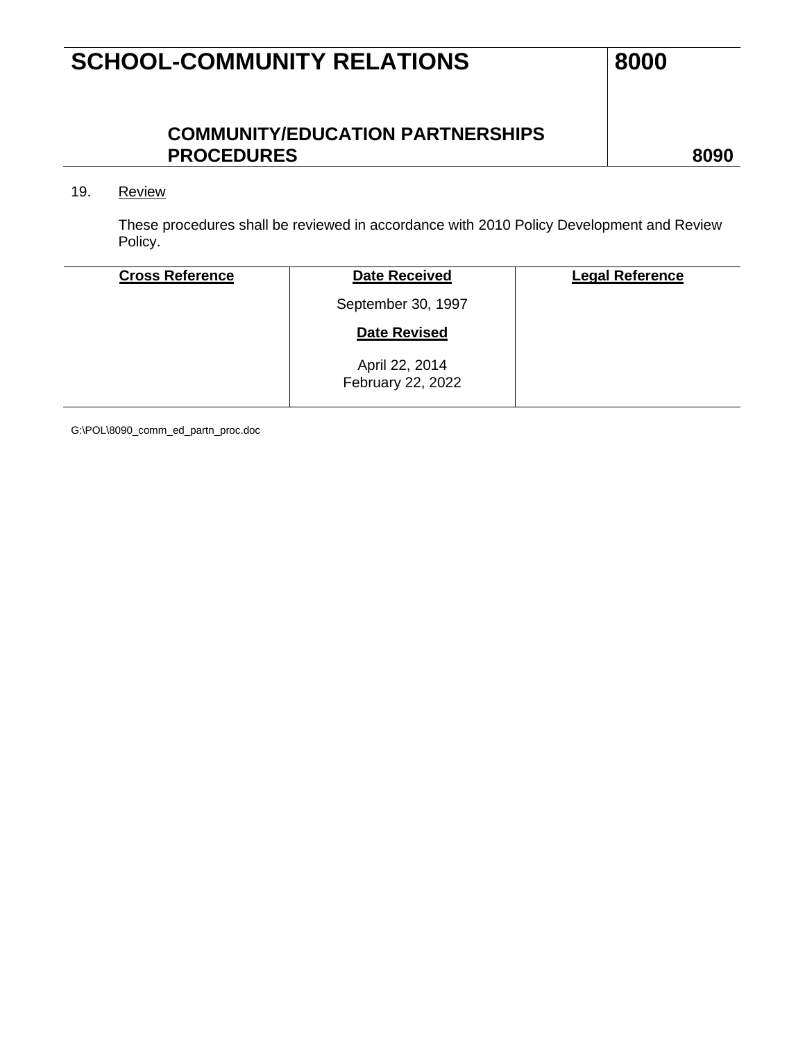19. Review

These procedures shall be reviewed in accordance with 2010 Policy Development and Review Policy.

| **Cross Reference** | **Date Received** | **Legal Reference** |
| --- | --- | --- |
| | September 30, 1997 | |
| | **Date Revised** | |
| | April 22, 2014<br>February 22, 2022 | |

G:\POL\8090_comm_ed_partn_proc.doc